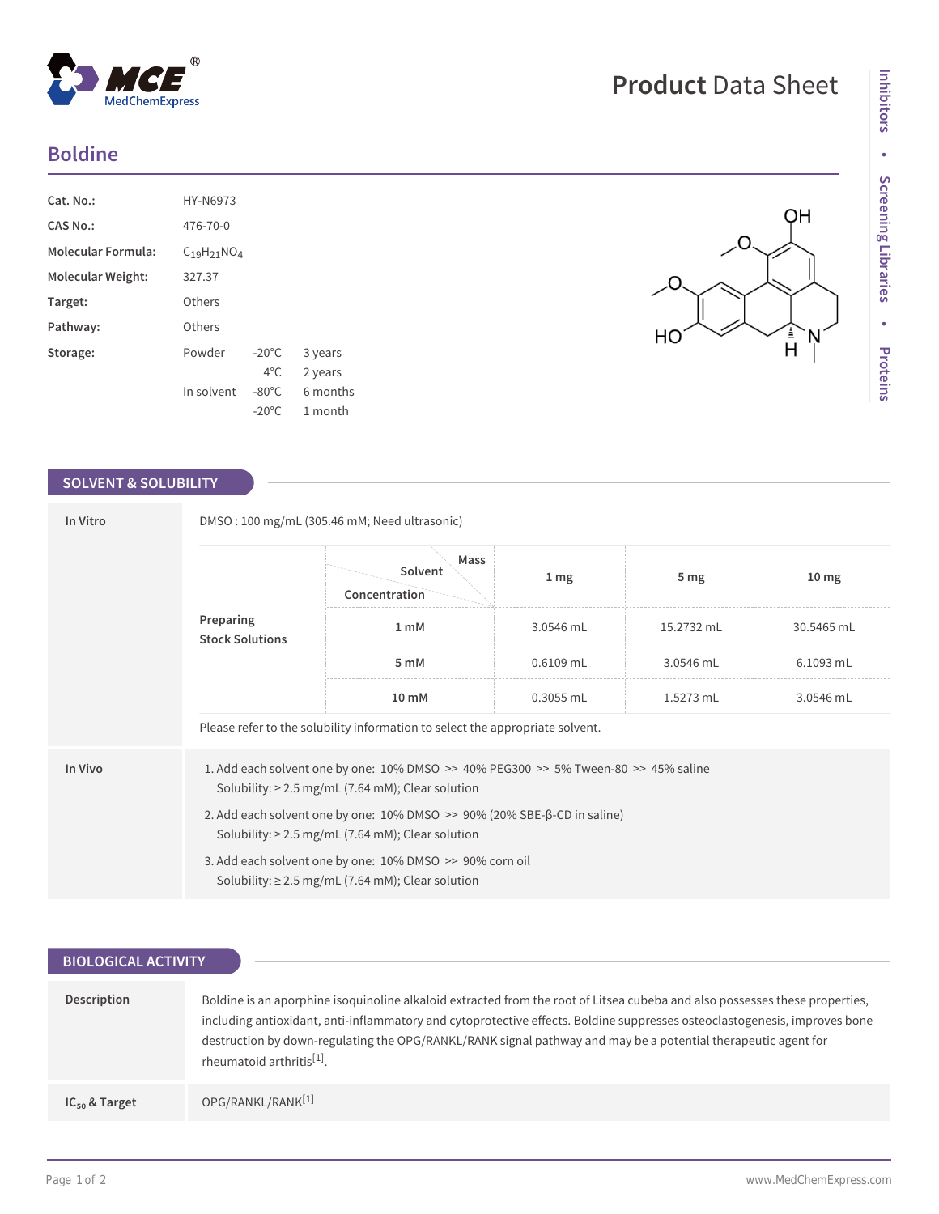# Product Data Sheet

## Boldine

| | | | |
|---|---|---|---|
| **Cat. No.:** | HY-N6973 | | |
| **CAS No.:** | 476-70-0 | | |
| **Molecular Formula:** | $C_{19}H_{21}NO_4$ | | |
| **Molecular Weight:** | 327.37 | | |
| **Target:** | Others | | |
| **Pathway:** | Others | | |
| **Storage:** | Powder | -20°C | 3 years |
| | | 4°C | 2 years |
| | In solvent | -80°C | 6 months |
| | | -20°C | 1 month |

## SOLVENT & SOLUBILITY

**In Vitro**

DMSO : 100 mg/mL (305.46 mM; Need ultrasonic)

**Preparing Stock Solutions**

| Solvent / Concentration \ Mass | 1 mg | 5 mg | 10 mg |
|---|---|---|---|
| 1 mM | 3.0546 mL | 15.2732 mL | 30.5465 mL |
| 5 mM | 0.6109 mL | 3.0546 mL | 6.1093 mL |
| 10 mM | 0.3055 mL | 1.5273 mL | 3.0546 mL |

Please refer to the solubility information to select the appropriate solvent.

**In Vivo**

1. Add each solvent one by one: 10% DMSO >> 40% PEG300 >> 5% Tween-80 >> 45% saline
   Solubility: ≥ 2.5 mg/mL (7.64 mM); Clear solution
2. Add each solvent one by one: 10% DMSO >> 90% (20% SBE-β-CD in saline)
   Solubility: ≥ 2.5 mg/mL (7.64 mM); Clear solution
3. Add each solvent one by one: 10% DMSO >> 90% corn oil
   Solubility: ≥ 2.5 mg/mL (7.64 mM); Clear solution

## BIOLOGICAL ACTIVITY

**Description**

Boldine is an aporphine isoquinoline alkaloid extracted from the root of Litsea cubeba and also possesses these properties, including antioxidant, anti-inflammatory and cytoprotective effects. Boldine suppresses osteoclastogenesis, improves bone destruction by down-regulating the OPG/RANKL/RANK signal pathway and may be a potential therapeutic agent for rheumatoid arthritis[1].

**$IC_{50}$ & Target**

OPG/RANKL/RANK[1]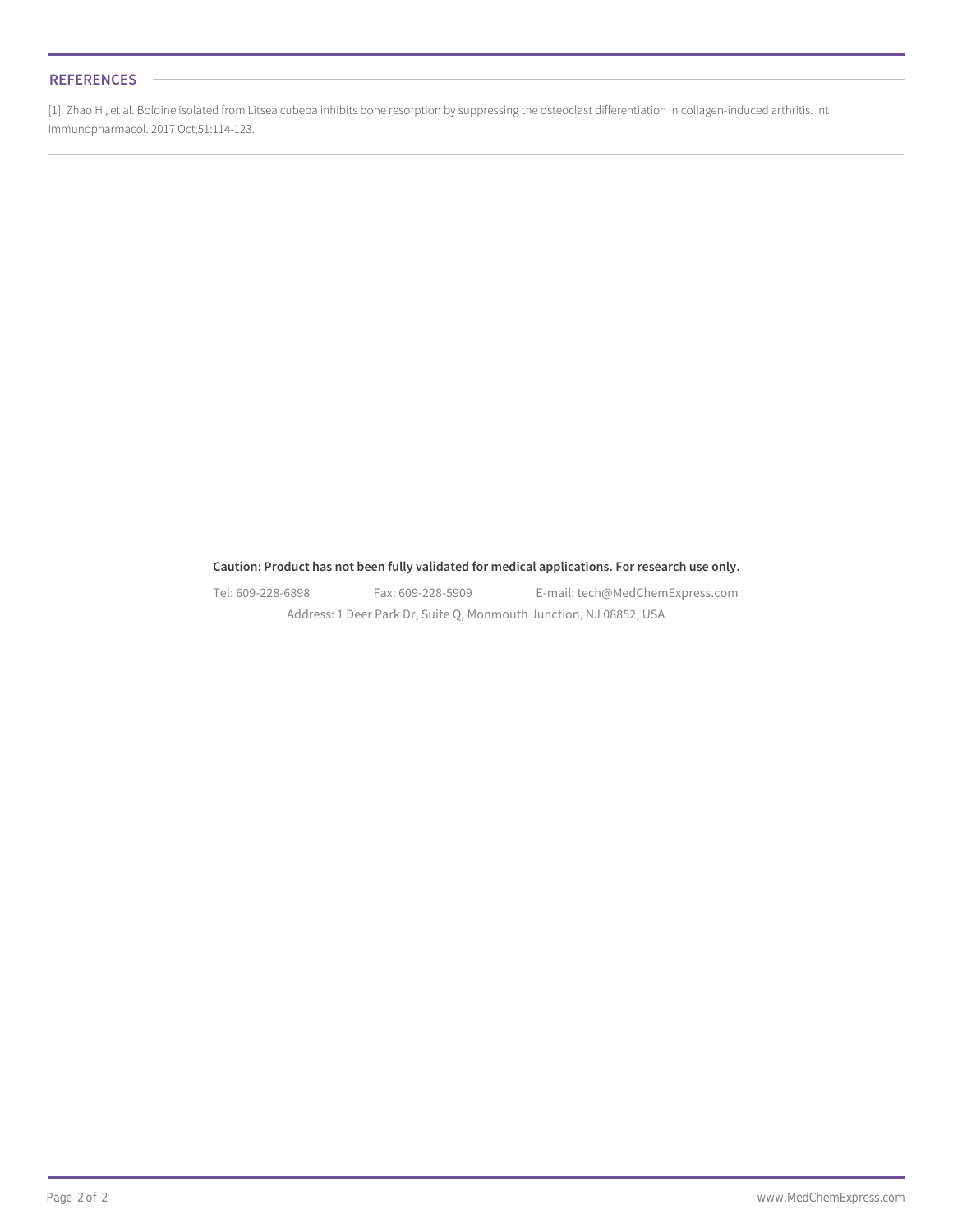## REFERENCES

[1]. Zhao H , et al. Boldine isolated from Litsea cubeba inhibits bone resorption by suppressing the osteoclast differentiation in collagen-induced arthritis. Int Immunopharmacol. 2017 Oct;51:114-123.

**Caution: Product has not been fully validated for medical applications. For research use only.**

Tel: 609-228-6898 Fax: 609-228-5909 E-mail: tech@MedChemExpress.com

Address: 1 Deer Park Dr, Suite Q, Monmouth Junction, NJ 08852, USA